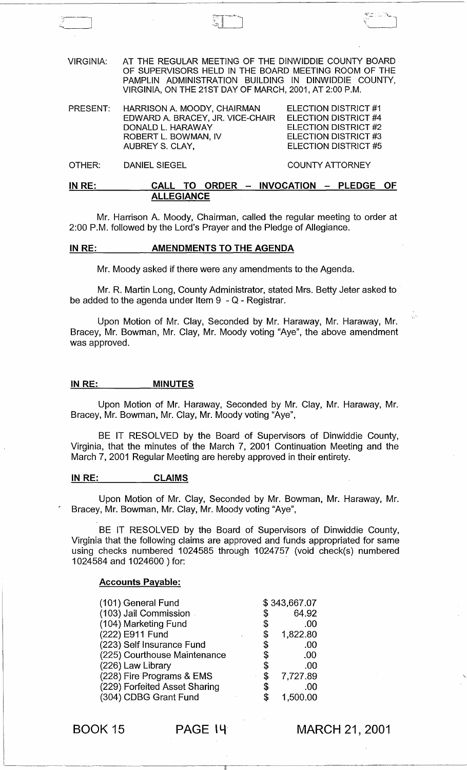VIRGINIA: AT THE REGULAR MEETING OF THE DINWIDDIE COUNTY BOARD OF SUPERVISORS HELD IN THE BOARD MEETING ROOM OF THE PAMPLIN ADMINISTRATION BUILDING IN DINWIDDIE COUNTY, VIRGINIA, ON THE 21ST DAY OF MARCH, 2001, AT 2:00 P.M.

| | | |
|---|---|---|
| PRESENT: | HARRISON A. MOODY, CHAIRMAN | ELECTION DISTRICT #1 |
| | EDWARD A. BRACEY, JR. VICE-CHAIR | ELECTION DISTRICT #4 |
| | DONALD L. HARAWAY | ELECTION DISTRICT #2 |
| | ROBERT L. BOWMAN, IV | ELECTION DISTRICT #3 |
| | AUBREY S. CLAY, | ELECTION DISTRICT #5 |
| OTHER: | DANIEL SIEGEL | COUNTY ATTORNEY |

**IN RE: CALL TO ORDER – INVOCATION – PLEDGE OF ALLEGIANCE**

Mr. Harrison A. Moody, Chairman, called the regular meeting to order at 2:00 P.M. followed by the Lord's Prayer and the Pledge of Allegiance.

**IN RE: AMENDMENTS TO THE AGENDA**

Mr. Moody asked if there were any amendments to the Agenda.

Mr. R. Martin Long, County Administrator, stated Mrs. Betty Jeter asked to be added to the agenda under Item 9 - Q - Registrar.

Upon Motion of Mr. Clay, Seconded by Mr. Haraway, Mr. Haraway, Mr. Bracey, Mr. Bowman, Mr. Clay, Mr. Moody voting "Aye", the above amendment was approved.

**IN RE: MINUTES**

Upon Motion of Mr. Haraway, Seconded by Mr. Clay, Mr. Haraway, Mr. Bracey, Mr. Bowman, Mr. Clay, Mr. Moody voting "Aye",

BE IT RESOLVED by the Board of Supervisors of Dinwiddie County, Virginia, that the minutes of the March 7, 2001 Continuation Meeting and the March 7, 2001 Regular Meeting are hereby approved in their entirety.

**IN RE: CLAIMS**

Upon Motion of Mr. Clay, Seconded by Mr. Bowman, Mr. Haraway, Mr. Bracey, Mr. Bowman, Mr. Clay, Mr. Moody voting "Aye",

BE IT RESOLVED by the Board of Supervisors of Dinwiddie County, Virginia that the following claims are approved and funds appropriated for same using checks numbered 1024585 through 1024757 (void check(s) numbered 1024584 and 1024600 ) for:

**Accounts Payable:**

| | |
|---|---|
| (101) General Fund | $ 343,667.07 |
| (103) Jail Commission | $ 64.92 |
| (104) Marketing Fund | $ .00 |
| (222) E911 Fund | $ 1,822.80 |
| (223) Self Insurance Fund | $ .00 |
| (225) Courthouse Maintenance | $ .00 |
| (226) Law Library | $ .00 |
| (228) Fire Programs & EMS | $ 7,727.89 |
| (229) Forfeited Asset Sharing | $ .00 |
| (304) CDBG Grant Fund | $ 1,500.00 |

BOOK 15 PAGE 14 MARCH 21, 2001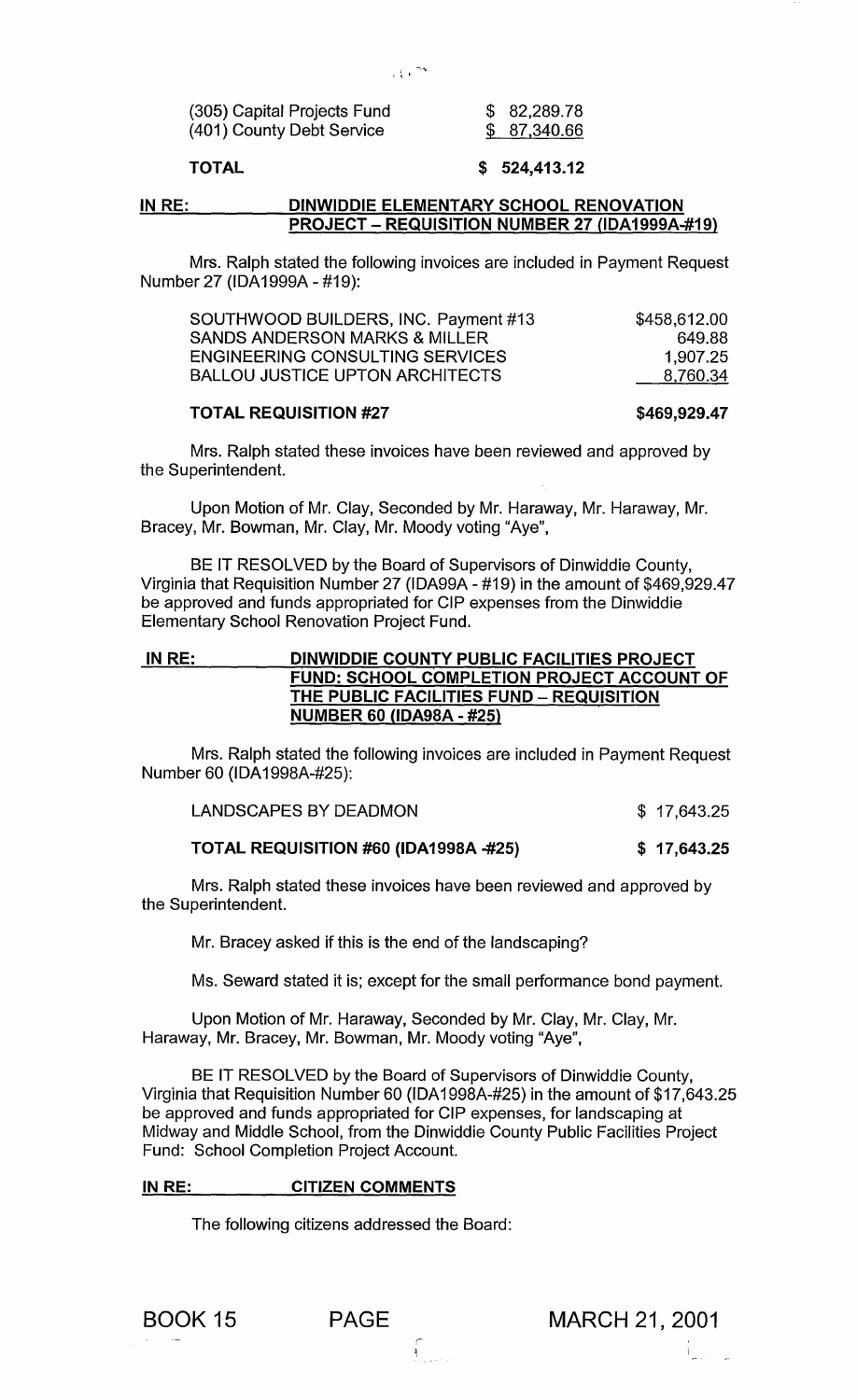| | |
|---|---|
| (305) Capital Projects Fund | $ 82,289.78 |
| (401) County Debt Service | $ 87,340.66 |
| **TOTAL** | **$ 524,413.12** |

**IN RE: DINWIDDIE ELEMENTARY SCHOOL RENOVATION PROJECT – REQUISITION NUMBER 27 (IDA1999A-#19)**

Mrs. Ralph stated the following invoices are included in Payment Request Number 27 (IDA1999A - #19):

| | |
|---|---|
| SOUTHWOOD BUILDERS, INC. Payment #13 | $458,612.00 |
| SANDS ANDERSON MARKS & MILLER | 649.88 |
| ENGINEERING CONSULTING SERVICES | 1,907.25 |
| BALLOU JUSTICE UPTON ARCHITECTS | 8,760.34 |
| **TOTAL REQUISITION #27** | **$469,929.47** |

Mrs. Ralph stated these invoices have been reviewed and approved by the Superintendent.

Upon Motion of Mr. Clay, Seconded by Mr. Haraway, Mr. Haraway, Mr. Bracey, Mr. Bowman, Mr. Clay, Mr. Moody voting "Aye",

BE IT RESOLVED by the Board of Supervisors of Dinwiddie County, Virginia that Requisition Number 27 (IDA99A - #19) in the amount of $469,929.47 be approved and funds appropriated for CIP expenses from the Dinwiddie Elementary School Renovation Project Fund.

**IN RE: DINWIDDIE COUNTY PUBLIC FACILITIES PROJECT FUND: SCHOOL COMPLETION PROJECT ACCOUNT OF THE PUBLIC FACILITIES FUND – REQUISITION NUMBER 60 (IDA98A - #25)**

Mrs. Ralph stated the following invoices are included in Payment Request Number 60 (IDA1998A-#25):

| | |
|---|---|
| LANDSCAPES BY DEADMON | $ 17,643.25 |
| **TOTAL REQUISITION #60 (IDA1998A -#25)** | **$ 17,643.25** |

Mrs. Ralph stated these invoices have been reviewed and approved by the Superintendent.

Mr. Bracey asked if this is the end of the landscaping?

Ms. Seward stated it is; except for the small performance bond payment.

Upon Motion of Mr. Haraway, Seconded by Mr. Clay, Mr. Clay, Mr. Haraway, Mr. Bracey, Mr. Bowman, Mr. Moody voting "Aye",

BE IT RESOLVED by the Board of Supervisors of Dinwiddie County, Virginia that Requisition Number 60 (IDA1998A-#25) in the amount of $17,643.25 be approved and funds appropriated for CIP expenses, for landscaping at Midway and Middle School, from the Dinwiddie County Public Facilities Project Fund: School Completion Project Account.

**IN RE: CITIZEN COMMENTS**

The following citizens addressed the Board: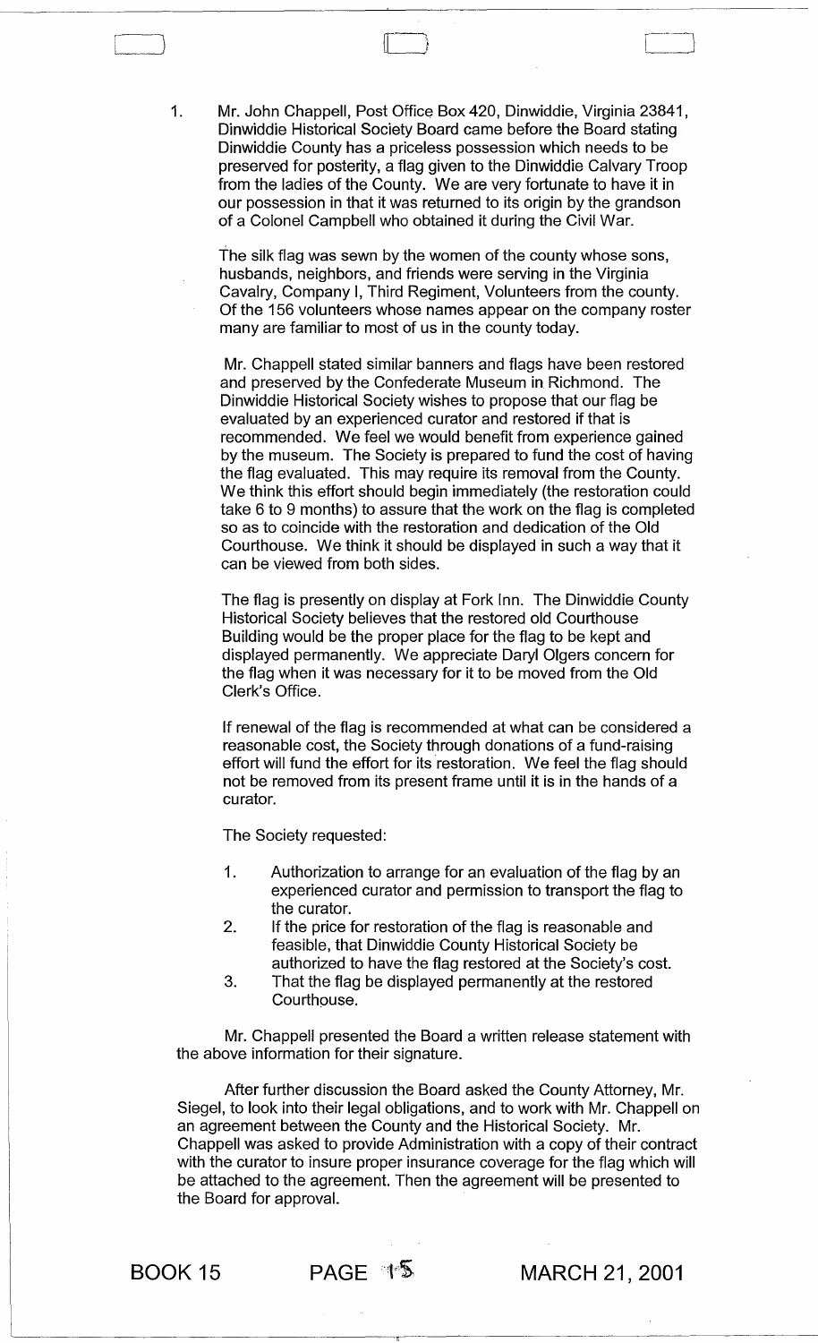1. Mr. John Chappell, Post Office Box 420, Dinwiddie, Virginia 23841, Dinwiddie Historical Society Board came before the Board stating Dinwiddie County has a priceless possession which needs to be preserved for posterity, a flag given to the Dinwiddie Calvary Troop from the ladies of the County. We are very fortunate to have it in our possession in that it was returned to its origin by the grandson of a Colonel Campbell who obtained it during the Civil War.

   The silk flag was sewn by the women of the county whose sons, husbands, neighbors, and friends were serving in the Virginia Cavalry, Company I, Third Regiment, Volunteers from the county. Of the 156 volunteers whose names appear on the company roster many are familiar to most of us in the county today.

   Mr. Chappell stated similar banners and flags have been restored and preserved by the Confederate Museum in Richmond. The Dinwiddie Historical Society wishes to propose that our flag be evaluated by an experienced curator and restored if that is recommended. We feel we would benefit from experience gained by the museum. The Society is prepared to fund the cost of having the flag evaluated. This may require its removal from the County. We think this effort should begin immediately (the restoration could take 6 to 9 months) to assure that the work on the flag is completed so as to coincide with the restoration and dedication of the Old Courthouse. We think it should be displayed in such a way that it can be viewed from both sides.

   The flag is presently on display at Fork Inn. The Dinwiddie County Historical Society believes that the restored old Courthouse Building would be the proper place for the flag to be kept and displayed permanently. We appreciate Daryl Olgers concern for the flag when it was necessary for it to be moved from the Old Clerk's Office.

   If renewal of the flag is recommended at what can be considered a reasonable cost, the Society through donations of a fund-raising effort will fund the effort for its restoration. We feel the flag should not be removed from its present frame until it is in the hands of a curator.

   The Society requested:

   1. Authorization to arrange for an evaluation of the flag by an experienced curator and permission to transport the flag to the curator.
   2. If the price for restoration of the flag is reasonable and feasible, that Dinwiddie County Historical Society be authorized to have the flag restored at the Society's cost.
   3. That the flag be displayed permanently at the restored Courthouse.

   Mr. Chappell presented the Board a written release statement with the above information for their signature.

   After further discussion the Board asked the County Attorney, Mr. Siegel, to look into their legal obligations, and to work with Mr. Chappell on an agreement between the County and the Historical Society. Mr. Chappell was asked to provide Administration with a copy of their contract with the curator to insure proper insurance coverage for the flag which will be attached to the agreement. Then the agreement will be presented to the Board for approval.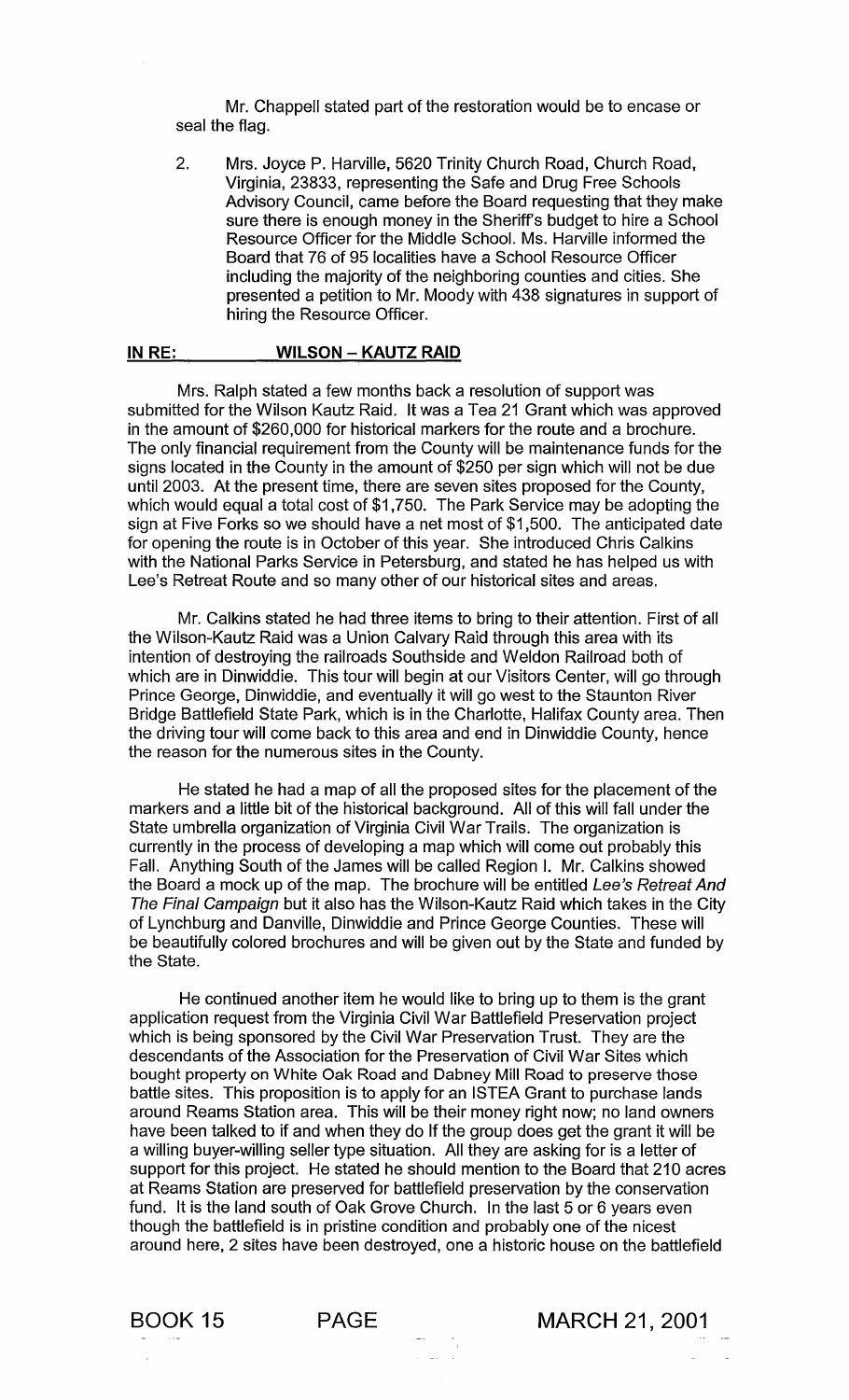Mr. Chappell stated part of the restoration would be to encase or seal the flag.

2. Mrs. Joyce P. Harville, 5620 Trinity Church Road, Church Road, Virginia, 23833, representing the Safe and Drug Free Schools Advisory Council, came before the Board requesting that they make sure there is enough money in the Sheriff's budget to hire a School Resource Officer for the Middle School. Ms. Harville informed the Board that 76 of 95 localities have a School Resource Officer including the majority of the neighboring counties and cities. She presented a petition to Mr. Moody with 438 signatures in support of hiring the Resource Officer.

## IN RE: WILSON – KAUTZ RAID

Mrs. Ralph stated a few months back a resolution of support was submitted for the Wilson Kautz Raid. It was a Tea 21 Grant which was approved in the amount of $260,000 for historical markers for the route and a brochure. The only financial requirement from the County will be maintenance funds for the signs located in the County in the amount of $250 per sign which will not be due until 2003. At the present time, there are seven sites proposed for the County, which would equal a total cost of $1,750. The Park Service may be adopting the sign at Five Forks so we should have a net most of $1,500. The anticipated date for opening the route is in October of this year. She introduced Chris Calkins with the National Parks Service in Petersburg, and stated he has helped us with Lee's Retreat Route and so many other of our historical sites and areas.

Mr. Calkins stated he had three items to bring to their attention. First of all the Wilson-Kautz Raid was a Union Calvary Raid through this area with its intention of destroying the railroads Southside and Weldon Railroad both of which are in Dinwiddie. This tour will begin at our Visitors Center, will go through Prince George, Dinwiddie, and eventually it will go west to the Staunton River Bridge Battlefield State Park, which is in the Charlotte, Halifax County area. Then the driving tour will come back to this area and end in Dinwiddie County, hence the reason for the numerous sites in the County.

He stated he had a map of all the proposed sites for the placement of the markers and a little bit of the historical background. All of this will fall under the State umbrella organization of Virginia Civil War Trails. The organization is currently in the process of developing a map which will come out probably this Fall. Anything South of the James will be called Region I. Mr. Calkins showed the Board a mock up of the map. The brochure will be entitled *Lee's Retreat And The Final Campaign* but it also has the Wilson-Kautz Raid which takes in the City of Lynchburg and Danville, Dinwiddie and Prince George Counties. These will be beautifully colored brochures and will be given out by the State and funded by the State.

He continued another item he would like to bring up to them is the grant application request from the Virginia Civil War Battlefield Preservation project which is being sponsored by the Civil War Preservation Trust. They are the descendants of the Association for the Preservation of Civil War Sites which bought property on White Oak Road and Dabney Mill Road to preserve those battle sites. This proposition is to apply for an ISTEA Grant to purchase lands around Reams Station area. This will be their money right now; no land owners have been talked to if and when they do If the group does get the grant it will be a willing buyer-willing seller type situation. All they are asking for is a letter of support for this project. He stated he should mention to the Board that 210 acres at Reams Station are preserved for battlefield preservation by the conservation fund. It is the land south of Oak Grove Church. In the last 5 or 6 years even though the battlefield is in pristine condition and probably one of the nicest around here, 2 sites have been destroyed, one a historic house on the battlefield

BOOK 15 PAGE MARCH 21, 2001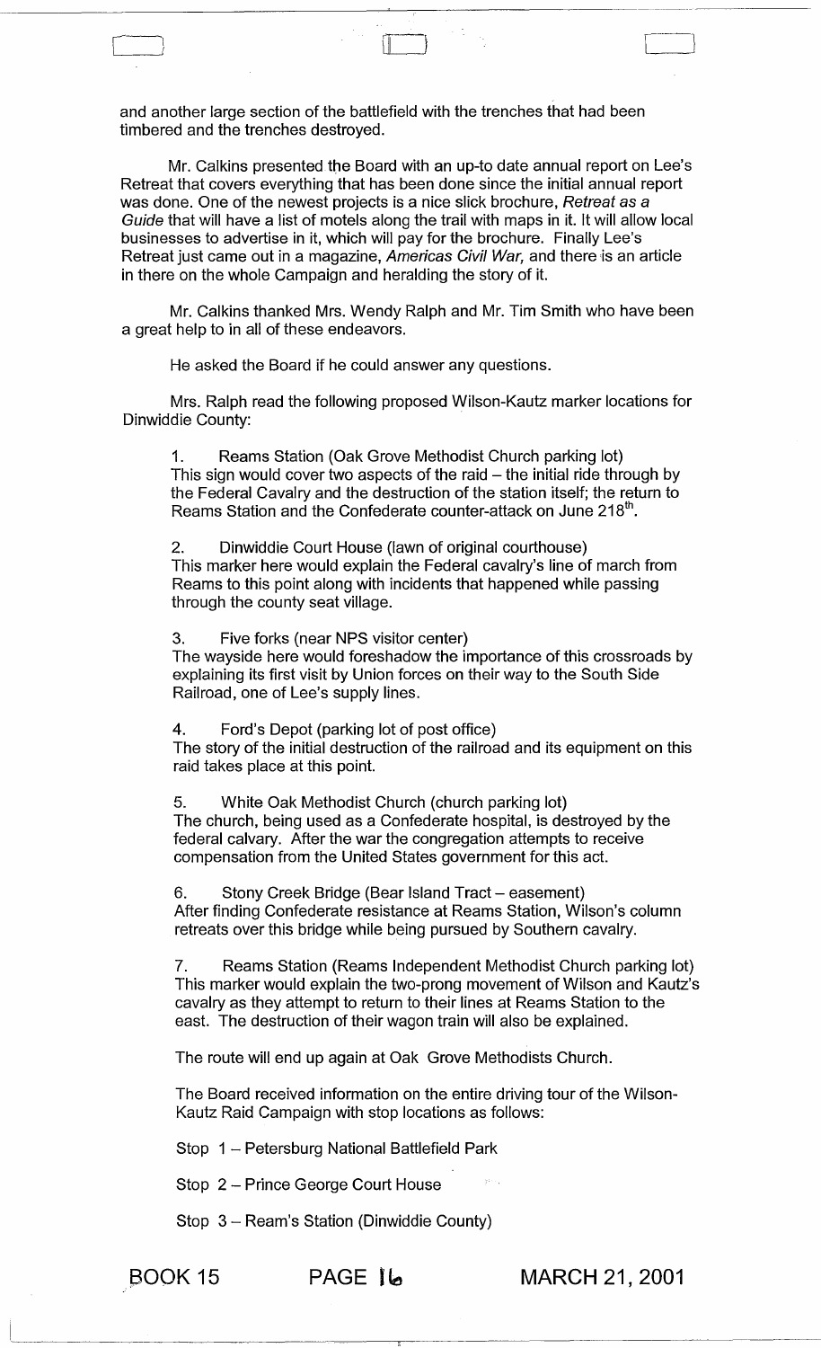and another large section of the battlefield with the trenches that had been timbered and the trenches destroyed.

Mr. Calkins presented the Board with an up-to date annual report on Lee's Retreat that covers everything that has been done since the initial annual report was done. One of the newest projects is a nice slick brochure, *Retreat as a Guide* that will have a list of motels along the trail with maps in it. It will allow local businesses to advertise in it, which will pay for the brochure. Finally Lee's Retreat just came out in a magazine, *Americas Civil War,* and there is an article in there on the whole Campaign and heralding the story of it.

Mr. Calkins thanked Mrs. Wendy Ralph and Mr. Tim Smith who have been a great help to in all of these endeavors.

He asked the Board if he could answer any questions.

Mrs. Ralph read the following proposed Wilson-Kautz marker locations for Dinwiddie County:

1. Reams Station (Oak Grove Methodist Church parking lot)
This sign would cover two aspects of the raid – the initial ride through by the Federal Cavalry and the destruction of the station itself; the return to Reams Station and the Confederate counter-attack on June 218th.

2. Dinwiddie Court House (lawn of original courthouse)
This marker here would explain the Federal cavalry's line of march from Reams to this point along with incidents that happened while passing through the county seat village.

3. Five forks (near NPS visitor center)
The wayside here would foreshadow the importance of this crossroads by explaining its first visit by Union forces on their way to the South Side Railroad, one of Lee's supply lines.

4. Ford's Depot (parking lot of post office)
The story of the initial destruction of the railroad and its equipment on this raid takes place at this point.

5. White Oak Methodist Church (church parking lot)
The church, being used as a Confederate hospital, is destroyed by the federal calvary. After the war the congregation attempts to receive compensation from the United States government for this act.

6. Stony Creek Bridge (Bear Island Tract – easement)
After finding Confederate resistance at Reams Station, Wilson's column retreats over this bridge while being pursued by Southern cavalry.

7. Reams Station (Reams Independent Methodist Church parking lot)
This marker would explain the two-prong movement of Wilson and Kautz's cavalry as they attempt to return to their lines at Reams Station to the east. The destruction of their wagon train will also be explained.

The route will end up again at Oak Grove Methodists Church.

The Board received information on the entire driving tour of the Wilson-Kautz Raid Campaign with stop locations as follows:

Stop 1 – Petersburg National Battlefield Park

Stop 2 – Prince George Court House

Stop 3 – Ream's Station (Dinwiddie County)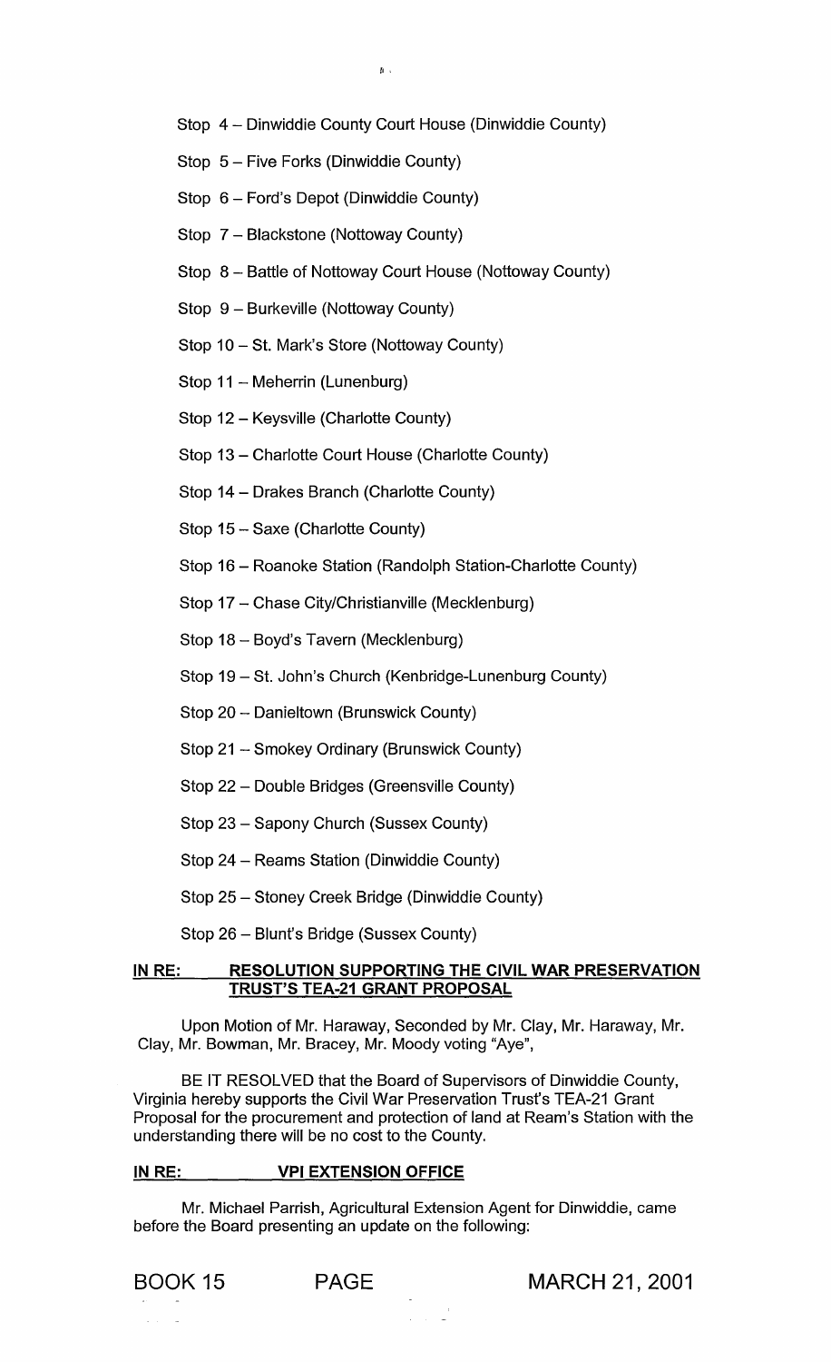Stop 4 – Dinwiddie County Court House (Dinwiddie County)

Stop 5 – Five Forks (Dinwiddie County)

Stop 6 – Ford's Depot (Dinwiddie County)

Stop 7 – Blackstone (Nottoway County)

Stop 8 – Battle of Nottoway Court House (Nottoway County)

Stop 9 – Burkeville (Nottoway County)

Stop 10 – St. Mark's Store (Nottoway County)

Stop 11 – Meherrin (Lunenburg)

Stop 12 – Keysville (Charlotte County)

Stop 13 – Charlotte Court House (Charlotte County)

Stop 14 – Drakes Branch (Charlotte County)

Stop 15 – Saxe (Charlotte County)

Stop 16 – Roanoke Station (Randolph Station-Charlotte County)

Stop 17 – Chase City/Christianville (Mecklenburg)

Stop 18 – Boyd's Tavern (Mecklenburg)

Stop 19 – St. John's Church (Kenbridge-Lunenburg County)

Stop 20 – Danieltown (Brunswick County)

Stop 21 – Smokey Ordinary (Brunswick County)

Stop 22 – Double Bridges (Greensville County)

Stop 23 – Sapony Church (Sussex County)

Stop 24 – Reams Station (Dinwiddie County)

Stop 25 – Stoney Creek Bridge (Dinwiddie County)

Stop 26 – Blunt's Bridge (Sussex County)

**IN RE: RESOLUTION SUPPORTING THE CIVIL WAR PRESERVATION TRUST'S TEA-21 GRANT PROPOSAL**

Upon Motion of Mr. Haraway, Seconded by Mr. Clay, Mr. Haraway, Mr. Clay, Mr. Bowman, Mr. Bracey, Mr. Moody voting "Aye",

BE IT RESOLVED that the Board of Supervisors of Dinwiddie County, Virginia hereby supports the Civil War Preservation Trust's TEA-21 Grant Proposal for the procurement and protection of land at Ream's Station with the understanding there will be no cost to the County.

**IN RE: VPI EXTENSION OFFICE**

Mr. Michael Parrish, Agricultural Extension Agent for Dinwiddie, came before the Board presenting an update on the following:

BOOK 15 PAGE MARCH 21, 2001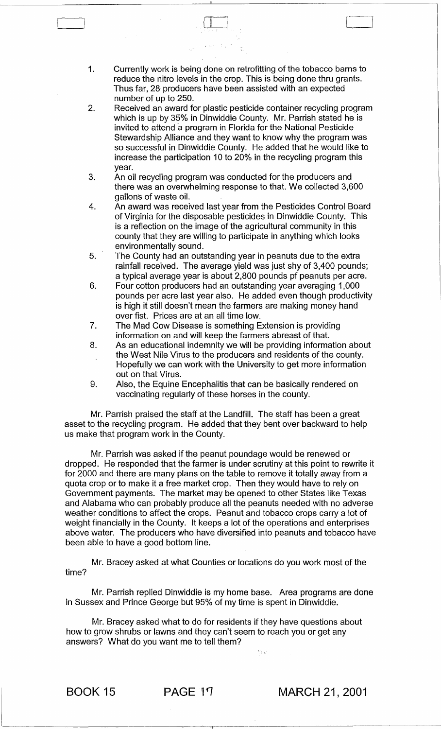1. Currently work is being done on retrofitting of the tobacco barns to reduce the nitro levels in the crop. This is being done thru grants. Thus far, 28 producers have been assisted with an expected number of up to 250.
2. Received an award for plastic pesticide container recycling program which is up by 35% in Dinwiddie County. Mr. Parrish stated he is invited to attend a program in Florida for the National Pesticide Stewardship Alliance and they want to know why the program was so successful in Dinwiddie County. He added that he would like to increase the participation 10 to 20% in the recycling program this year.
3. An oil recycling program was conducted for the producers and there was an overwhelming response to that. We collected 3,600 gallons of waste oil.
4. An award was received last year from the Pesticides Control Board of Virginia for the disposable pesticides in Dinwiddie County. This is a reflection on the image of the agricultural community in this county that they are willing to participate in anything which looks environmentally sound.
5. The County had an outstanding year in peanuts due to the extra rainfall received. The average yield was just shy of 3,400 pounds; a typical average year is about 2,800 pounds pf peanuts per acre.
6. Four cotton producers had an outstanding year averaging 1,000 pounds per acre last year also. He added even though productivity is high it still doesn't mean the farmers are making money hand over fist. Prices are at an all time low.
7. The Mad Cow Disease is something Extension is providing information on and will keep the farmers abreast of that.
8. As an educational indemnity we will be providing information about the West Nile Virus to the producers and residents of the county. Hopefully we can work with the University to get more information out on that Virus.
9. Also, the Equine Encephalitis that can be basically rendered on vaccinating regularly of these horses in the county.

Mr. Parrish praised the staff at the Landfill. The staff has been a great asset to the recycling program. He added that they bent over backward to help us make that program work in the County.

Mr. Parrish was asked if the peanut poundage would be renewed or dropped. He responded that the farmer is under scrutiny at this point to rewrite it for 2000 and there are many plans on the table to remove it totally away from a quota crop or to make it a free market crop. Then they would have to rely on Government payments. The market may be opened to other States like Texas and Alabama who can probably produce all the peanuts needed with no adverse weather conditions to affect the crops. Peanut and tobacco crops carry a lot of weight financially in the County. It keeps a lot of the operations and enterprises above water. The producers who have diversified into peanuts and tobacco have been able to have a good bottom line.

Mr. Bracey asked at what Counties or locations do you work most of the time?

Mr. Parrish replied Dinwiddie is my home base. Area programs are done in Sussex and Prince George but 95% of my time is spent in Dinwiddie.

Mr. Bracey asked what to do for residents if they have questions about how to grow shrubs or lawns and they can't seem to reach you or get any answers? What do you want me to tell them?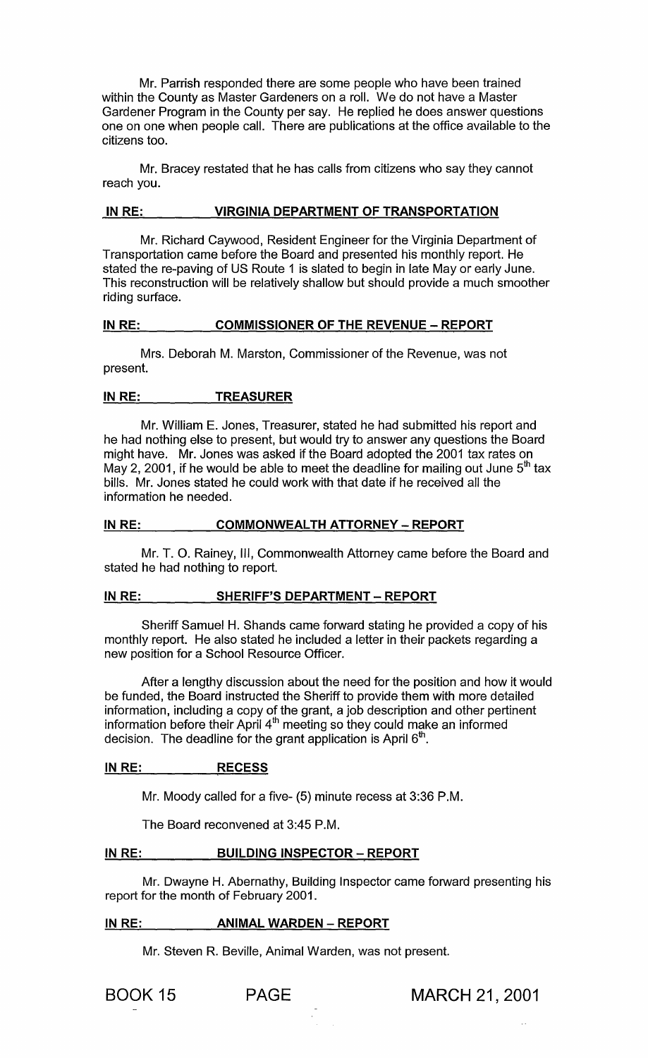Mr. Parrish responded there are some people who have been trained within the County as Master Gardeners on a roll. We do not have a Master Gardener Program in the County per say. He replied he does answer questions one on one when people call. There are publications at the office available to the citizens too.

Mr. Bracey restated that he has calls from citizens who say they cannot reach you.

**IN RE: VIRGINIA DEPARTMENT OF TRANSPORTATION**

Mr. Richard Caywood, Resident Engineer for the Virginia Department of Transportation came before the Board and presented his monthly report. He stated the re-paving of US Route 1 is slated to begin in late May or early June. This reconstruction will be relatively shallow but should provide a much smoother riding surface.

**IN RE: COMMISSIONER OF THE REVENUE – REPORT**

Mrs. Deborah M. Marston, Commissioner of the Revenue, was not present.

**IN RE: TREASURER**

Mr. William E. Jones, Treasurer, stated he had submitted his report and he had nothing else to present, but would try to answer any questions the Board might have. Mr. Jones was asked if the Board adopted the 2001 tax rates on May 2, 2001, if he would be able to meet the deadline for mailing out June 5th tax bills. Mr. Jones stated he could work with that date if he received all the information he needed.

**IN RE: COMMONWEALTH ATTORNEY – REPORT**

Mr. T. O. Rainey, III, Commonwealth Attorney came before the Board and stated he had nothing to report.

**IN RE: SHERIFF'S DEPARTMENT – REPORT**

Sheriff Samuel H. Shands came forward stating he provided a copy of his monthly report. He also stated he included a letter in their packets regarding a new position for a School Resource Officer.

After a lengthy discussion about the need for the position and how it would be funded, the Board instructed the Sheriff to provide them with more detailed information, including a copy of the grant, a job description and other pertinent information before their April 4th meeting so they could make an informed decision. The deadline for the grant application is April 6th.

**IN RE: RECESS**

Mr. Moody called for a five- (5) minute recess at 3:36 P.M.

The Board reconvened at 3:45 P.M.

**IN RE: BUILDING INSPECTOR – REPORT**

Mr. Dwayne H. Abernathy, Building Inspector came forward presenting his report for the month of February 2001.

**IN RE: ANIMAL WARDEN – REPORT**

Mr. Steven R. Beville, Animal Warden, was not present.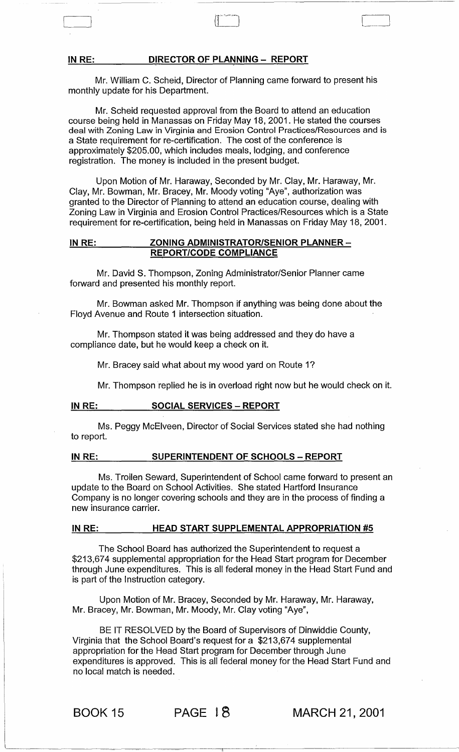**IN RE: DIRECTOR OF PLANNING – REPORT**

Mr. William C. Scheid, Director of Planning came forward to present his monthly update for his Department.

Mr. Scheid requested approval from the Board to attend an education course being held in Manassas on Friday May 18, 2001. He stated the courses deal with Zoning Law in Virginia and Erosion Control Practices/Resources and is a State requirement for re-certification. The cost of the conference is approximately $205.00, which includes meals, lodging, and conference registration. The money is included in the present budget.

Upon Motion of Mr. Haraway, Seconded by Mr. Clay, Mr. Haraway, Mr. Clay, Mr. Bowman, Mr. Bracey, Mr. Moody voting "Aye", authorization was granted to the Director of Planning to attend an education course, dealing with Zoning Law in Virginia and Erosion Control Practices/Resources which is a State requirement for re-certification, being held in Manassas on Friday May 18, 2001.

**IN RE: ZONING ADMINISTRATOR/SENIOR PLANNER – REPORT/CODE COMPLIANCE**

Mr. David S. Thompson, Zoning Administrator/Senior Planner came forward and presented his monthly report.

Mr. Bowman asked Mr. Thompson if anything was being done about the Floyd Avenue and Route 1 intersection situation.

Mr. Thompson stated it was being addressed and they do have a compliance date, but he would keep a check on it.

Mr. Bracey said what about my wood yard on Route 1?

Mr. Thompson replied he is in overload right now but he would check on it.

**IN RE: SOCIAL SERVICES – REPORT**

Ms. Peggy McElveen, Director of Social Services stated she had nothing to report.

**IN RE: SUPERINTENDENT OF SCHOOLS – REPORT**

Ms. Troilen Seward, Superintendent of School came forward to present an update to the Board on School Activities. She stated Hartford Insurance Company is no longer covering schools and they are in the process of finding a new insurance carrier.

**IN RE: HEAD START SUPPLEMENTAL APPROPRIATION #5**

The School Board has authorized the Superintendent to request a $213,674 supplemental appropriation for the Head Start program for December through June expenditures. This is all federal money in the Head Start Fund and is part of the Instruction category.

Upon Motion of Mr. Bracey, Seconded by Mr. Haraway, Mr. Haraway, Mr. Bracey, Mr. Bowman, Mr. Moody, Mr. Clay voting "Aye",

BE IT RESOLVED by the Board of Supervisors of Dinwiddie County, Virginia that the School Board's request for a $213,674 supplemental appropriation for the Head Start program for December through June expenditures is approved. This is all federal money for the Head Start Fund and no local match is needed.

BOOK 15 PAGE 18 MARCH 21, 2001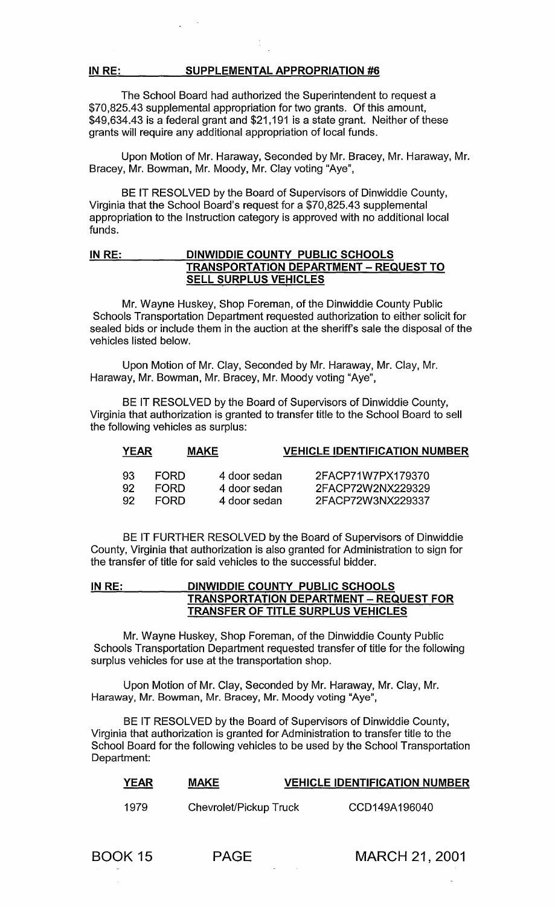**IN RE: SUPPLEMENTAL APPROPRIATION #6**

The School Board had authorized the Superintendent to request a $70,825.43 supplemental appropriation for two grants. Of this amount, $49,634.43 is a federal grant and $21,191 is a state grant. Neither of these grants will require any additional appropriation of local funds.

Upon Motion of Mr. Haraway, Seconded by Mr. Bracey, Mr. Haraway, Mr. Bracey, Mr. Bowman, Mr. Moody, Mr. Clay voting "Aye",

BE IT RESOLVED by the Board of Supervisors of Dinwiddie County, Virginia that the School Board's request for a $70,825.43 supplemental appropriation to the Instruction category is approved with no additional local funds.

**IN RE: DINWIDDIE COUNTY PUBLIC SCHOOLS TRANSPORTATION DEPARTMENT – REQUEST TO SELL SURPLUS VEHICLES**

Mr. Wayne Huskey, Shop Foreman, of the Dinwiddie County Public Schools Transportation Department requested authorization to either solicit for sealed bids or include them in the auction at the sheriff's sale the disposal of the vehicles listed below.

Upon Motion of Mr. Clay, Seconded by Mr. Haraway, Mr. Clay, Mr. Haraway, Mr. Bowman, Mr. Bracey, Mr. Moody voting "Aye",

BE IT RESOLVED by the Board of Supervisors of Dinwiddie County, Virginia that authorization is granted to transfer title to the School Board to sell the following vehicles as surplus:

| YEAR | MAKE | | VEHICLE IDENTIFICATION NUMBER |
|---|---|---|---|
| 93 | FORD | 4 door sedan | 2FACP71W7PX179370 |
| 92 | FORD | 4 door sedan | 2FACP72W2NX229329 |
| 92 | FORD | 4 door sedan | 2FACP72W3NX229337 |

BE IT FURTHER RESOLVED by the Board of Supervisors of Dinwiddie County, Virginia that authorization is also granted for Administration to sign for the transfer of title for said vehicles to the successful bidder.

**IN RE: DINWIDDIE COUNTY PUBLIC SCHOOLS TRANSPORTATION DEPARTMENT – REQUEST FOR TRANSFER OF TITLE SURPLUS VEHICLES**

Mr. Wayne Huskey, Shop Foreman, of the Dinwiddie County Public Schools Transportation Department requested transfer of title for the following surplus vehicles for use at the transportation shop.

Upon Motion of Mr. Clay, Seconded by Mr. Haraway, Mr. Clay, Mr. Haraway, Mr. Bowman, Mr. Bracey, Mr. Moody voting "Aye",

BE IT RESOLVED by the Board of Supervisors of Dinwiddie County, Virginia that authorization is granted for Administration to transfer title to the School Board for the following vehicles to be used by the School Transportation Department:

| YEAR | MAKE | VEHICLE IDENTIFICATION NUMBER |
|---|---|---|
| 1979 | Chevrolet/Pickup Truck | CCD149A196040 |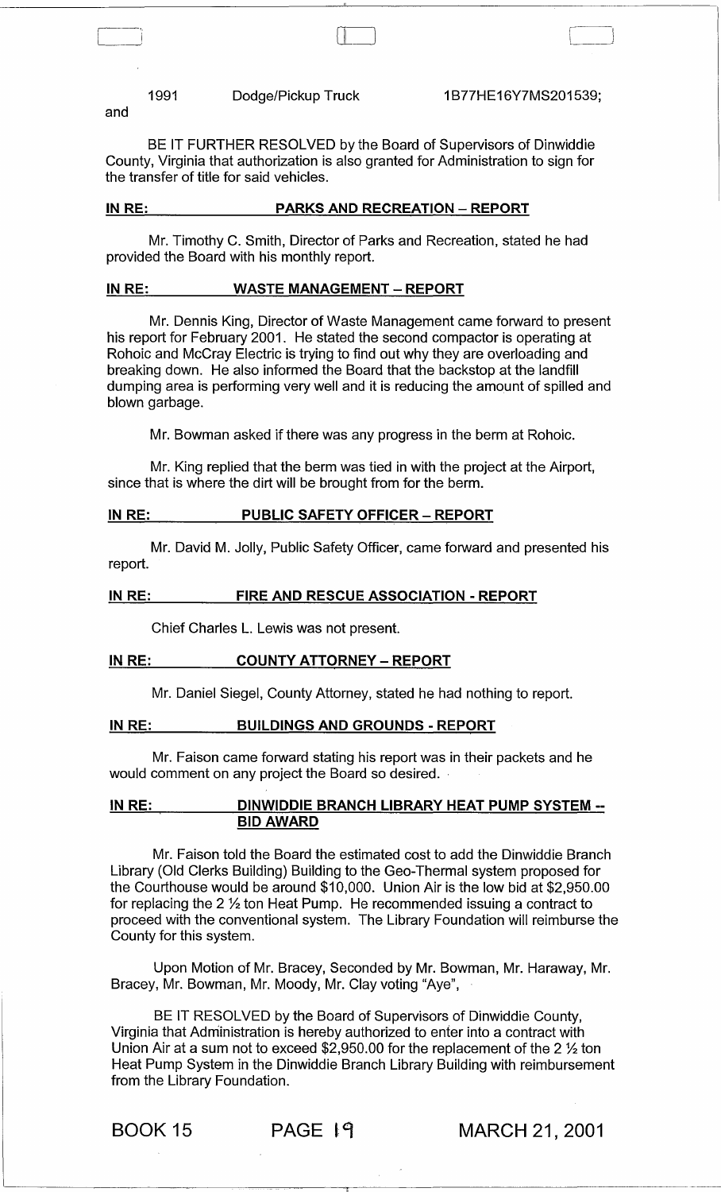1991 Dodge/Pickup Truck 1B77HE16Y7MS201539;

and

BE IT FURTHER RESOLVED by the Board of Supervisors of Dinwiddie County, Virginia that authorization is also granted for Administration to sign for the transfer of title for said vehicles.

**IN RE: PARKS AND RECREATION – REPORT**

Mr. Timothy C. Smith, Director of Parks and Recreation, stated he had provided the Board with his monthly report.

**IN RE: WASTE MANAGEMENT – REPORT**

Mr. Dennis King, Director of Waste Management came forward to present his report for February 2001. He stated the second compactor is operating at Rohoic and McCray Electric is trying to find out why they are overloading and breaking down. He also informed the Board that the backstop at the landfill dumping area is performing very well and it is reducing the amount of spilled and blown garbage.

Mr. Bowman asked if there was any progress in the berm at Rohoic.

Mr. King replied that the berm was tied in with the project at the Airport, since that is where the dirt will be brought from for the berm.

**IN RE: PUBLIC SAFETY OFFICER – REPORT**

Mr. David M. Jolly, Public Safety Officer, came forward and presented his report.

**IN RE: FIRE AND RESCUE ASSOCIATION - REPORT**

Chief Charles L. Lewis was not present.

**IN RE: COUNTY ATTORNEY – REPORT**

Mr. Daniel Siegel, County Attorney, stated he had nothing to report.

**IN RE: BUILDINGS AND GROUNDS - REPORT**

Mr. Faison came forward stating his report was in their packets and he would comment on any project the Board so desired.

**IN RE: DINWIDDIE BRANCH LIBRARY HEAT PUMP SYSTEM -- BID AWARD**

Mr. Faison told the Board the estimated cost to add the Dinwiddie Branch Library (Old Clerks Building) Building to the Geo-Thermal system proposed for the Courthouse would be around $10,000. Union Air is the low bid at $2,950.00 for replacing the 2 ½ ton Heat Pump. He recommended issuing a contract to proceed with the conventional system. The Library Foundation will reimburse the County for this system.

Upon Motion of Mr. Bracey, Seconded by Mr. Bowman, Mr. Haraway, Mr. Bracey, Mr. Bowman, Mr. Moody, Mr. Clay voting "Aye",

BE IT RESOLVED by the Board of Supervisors of Dinwiddie County, Virginia that Administration is hereby authorized to enter into a contract with Union Air at a sum not to exceed $2,950.00 for the replacement of the 2 ½ ton Heat Pump System in the Dinwiddie Branch Library Building with reimbursement from the Library Foundation.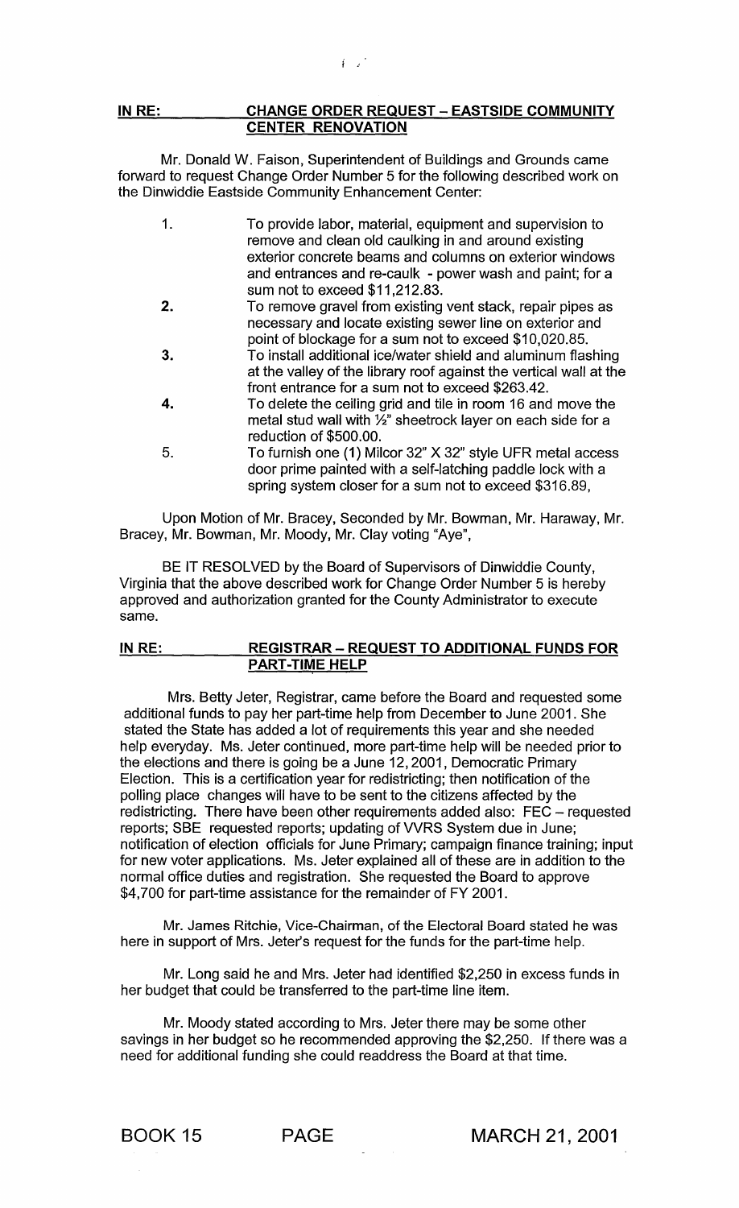**IN RE: CHANGE ORDER REQUEST – EASTSIDE COMMUNITY CENTER RENOVATION**

Mr. Donald W. Faison, Superintendent of Buildings and Grounds came forward to request Change Order Number 5 for the following described work on the Dinwiddie Eastside Community Enhancement Center:

1. To provide labor, material, equipment and supervision to remove and clean old caulking in and around existing exterior concrete beams and columns on exterior windows and entrances and re-caulk - power wash and paint; for a sum not to exceed $11,212.83.
2. To remove gravel from existing vent stack, repair pipes as necessary and locate existing sewer line on exterior and point of blockage for a sum not to exceed $10,020.85.
3. To install additional ice/water shield and aluminum flashing at the valley of the library roof against the vertical wall at the front entrance for a sum not to exceed $263.42.
4. To delete the ceiling grid and tile in room 16 and move the metal stud wall with ½" sheetrock layer on each side for a reduction of $500.00.
5. To furnish one (1) Milcor 32" X 32" style UFR metal access door prime painted with a self-latching paddle lock with a spring system closer for a sum not to exceed $316.89,

Upon Motion of Mr. Bracey, Seconded by Mr. Bowman, Mr. Haraway, Mr. Bracey, Mr. Bowman, Mr. Moody, Mr. Clay voting "Aye",

BE IT RESOLVED by the Board of Supervisors of Dinwiddie County, Virginia that the above described work for Change Order Number 5 is hereby approved and authorization granted for the County Administrator to execute same.

**IN RE: REGISTRAR – REQUEST TO ADDITIONAL FUNDS FOR PART-TIME HELP**

Mrs. Betty Jeter, Registrar, came before the Board and requested some additional funds to pay her part-time help from December to June 2001. She stated the State has added a lot of requirements this year and she needed help everyday. Ms. Jeter continued, more part-time help will be needed prior to the elections and there is going be a June 12, 2001, Democratic Primary Election. This is a certification year for redistricting; then notification of the polling place changes will have to be sent to the citizens affected by the redistricting. There have been other requirements added also: FEC – requested reports; SBE requested reports; updating of VVRS System due in June; notification of election officials for June Primary; campaign finance training; input for new voter applications. Ms. Jeter explained all of these are in addition to the normal office duties and registration. She requested the Board to approve $4,700 for part-time assistance for the remainder of FY 2001.

Mr. James Ritchie, Vice-Chairman, of the Electoral Board stated he was here in support of Mrs. Jeter's request for the funds for the part-time help.

Mr. Long said he and Mrs. Jeter had identified $2,250 in excess funds in her budget that could be transferred to the part-time line item.

Mr. Moody stated according to Mrs. Jeter there may be some other savings in her budget so he recommended approving the $2,250. If there was a need for additional funding she could readdress the Board at that time.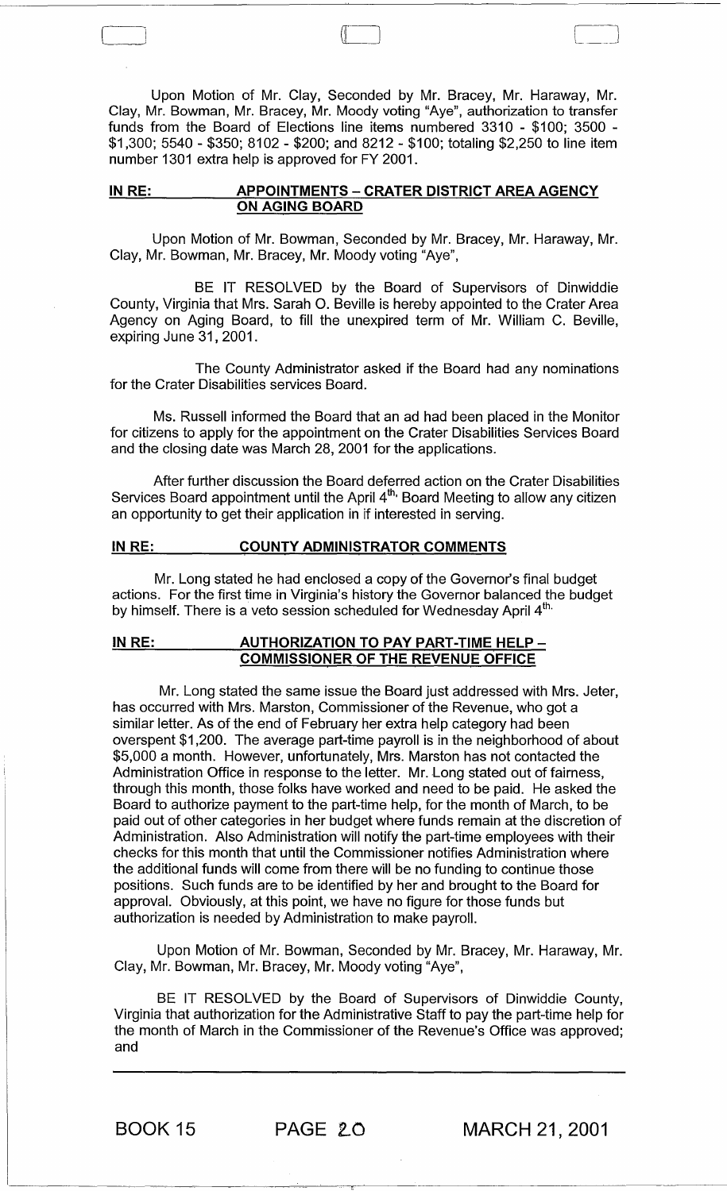Upon Motion of Mr. Clay, Seconded by Mr. Bracey, Mr. Haraway, Mr. Clay, Mr. Bowman, Mr. Bracey, Mr. Moody voting "Aye", authorization to transfer funds from the Board of Elections line items numbered 3310 - $100; 3500 - $1,300; 5540 - $350; 8102 - $200; and 8212 - $100; totaling $2,250 to line item number 1301 extra help is approved for FY 2001.

## IN RE: APPOINTMENTS – CRATER DISTRICT AREA AGENCY ON AGING BOARD

Upon Motion of Mr. Bowman, Seconded by Mr. Bracey, Mr. Haraway, Mr. Clay, Mr. Bowman, Mr. Bracey, Mr. Moody voting "Aye",

BE IT RESOLVED by the Board of Supervisors of Dinwiddie County, Virginia that Mrs. Sarah O. Beville is hereby appointed to the Crater Area Agency on Aging Board, to fill the unexpired term of Mr. William C. Beville, expiring June 31, 2001.

The County Administrator asked if the Board had any nominations for the Crater Disabilities services Board.

Ms. Russell informed the Board that an ad had been placed in the Monitor for citizens to apply for the appointment on the Crater Disabilities Services Board and the closing date was March 28, 2001 for the applications.

After further discussion the Board deferred action on the Crater Disabilities Services Board appointment until the April 4th, Board Meeting to allow any citizen an opportunity to get their application in if interested in serving.

## IN RE: COUNTY ADMINISTRATOR COMMENTS

Mr. Long stated he had enclosed a copy of the Governor's final budget actions. For the first time in Virginia's history the Governor balanced the budget by himself. There is a veto session scheduled for Wednesday April 4th.

## IN RE: AUTHORIZATION TO PAY PART-TIME HELP – COMMISSIONER OF THE REVENUE OFFICE

Mr. Long stated the same issue the Board just addressed with Mrs. Jeter, has occurred with Mrs. Marston, Commissioner of the Revenue, who got a similar letter. As of the end of February her extra help category had been overspent $1,200. The average part-time payroll is in the neighborhood of about $5,000 a month. However, unfortunately, Mrs. Marston has not contacted the Administration Office in response to the letter. Mr. Long stated out of fairness, through this month, those folks have worked and need to be paid. He asked the Board to authorize payment to the part-time help, for the month of March, to be paid out of other categories in her budget where funds remain at the discretion of Administration. Also Administration will notify the part-time employees with their checks for this month that until the Commissioner notifies Administration where the additional funds will come from there will be no funding to continue those positions. Such funds are to be identified by her and brought to the Board for approval. Obviously, at this point, we have no figure for those funds but authorization is needed by Administration to make payroll.

Upon Motion of Mr. Bowman, Seconded by Mr. Bracey, Mr. Haraway, Mr. Clay, Mr. Bowman, Mr. Bracey, Mr. Moody voting "Aye",

BE IT RESOLVED by the Board of Supervisors of Dinwiddie County, Virginia that authorization for the Administrative Staff to pay the part-time help for the month of March in the Commissioner of the Revenue's Office was approved; and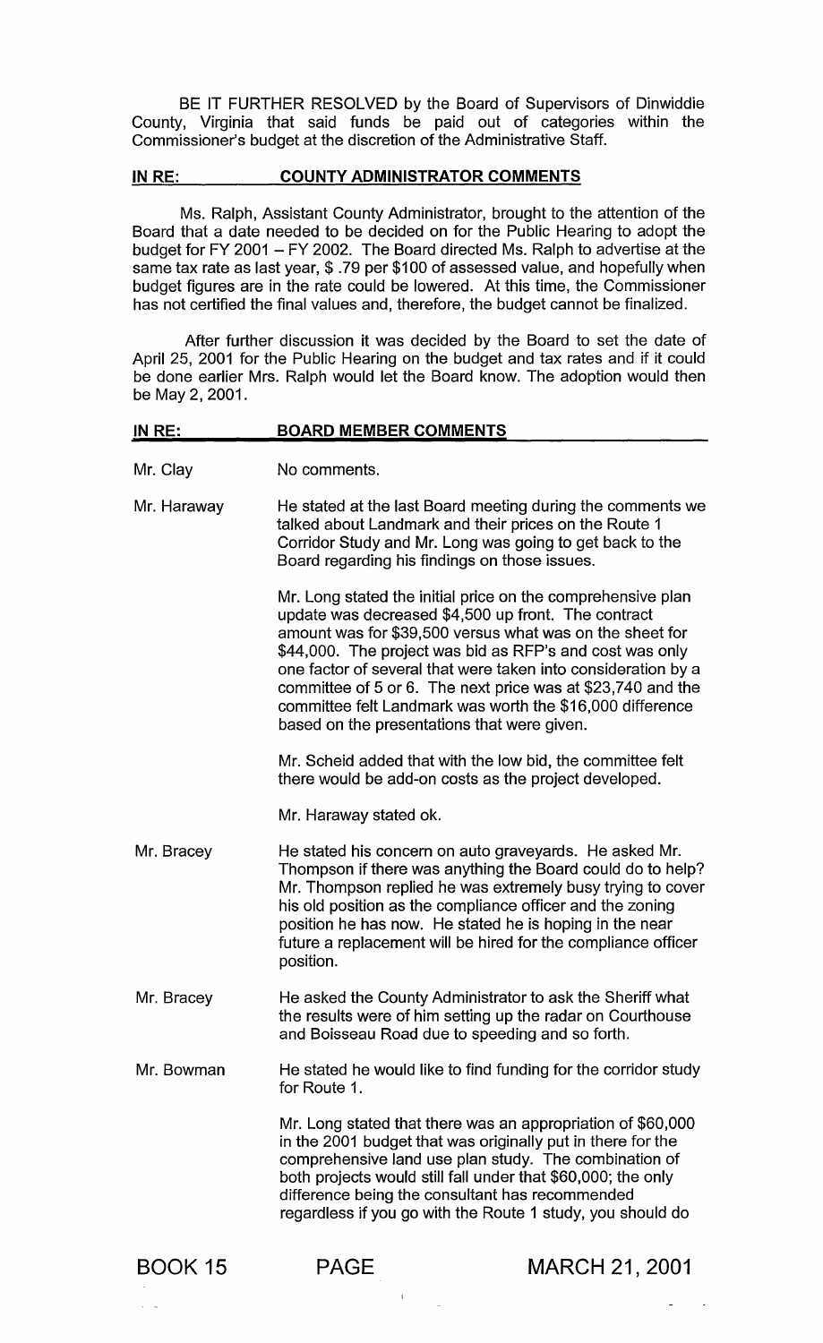BE IT FURTHER RESOLVED by the Board of Supervisors of Dinwiddie County, Virginia that said funds be paid out of categories within the Commissioner's budget at the discretion of the Administrative Staff.

## IN RE: COUNTY ADMINISTRATOR COMMENTS

Ms. Ralph, Assistant County Administrator, brought to the attention of the Board that a date needed to be decided on for the Public Hearing to adopt the budget for FY 2001 – FY 2002. The Board directed Ms. Ralph to advertise at the same tax rate as last year, $ .79 per $100 of assessed value, and hopefully when budget figures are in the rate could be lowered. At this time, the Commissioner has not certified the final values and, therefore, the budget cannot be finalized.

After further discussion it was decided by the Board to set the date of April 25, 2001 for the Public Hearing on the budget and tax rates and if it could be done earlier Mrs. Ralph would let the Board know. The adoption would then be May 2, 2001.

## IN RE: BOARD MEMBER COMMENTS

Mr. Clay — No comments.

Mr. Haraway — He stated at the last Board meeting during the comments we talked about Landmark and their prices on the Route 1 Corridor Study and Mr. Long was going to get back to the Board regarding his findings on those issues.

Mr. Long stated the initial price on the comprehensive plan update was decreased $4,500 up front. The contract amount was for $39,500 versus what was on the sheet for $44,000. The project was bid as RFP's and cost was only one factor of several that were taken into consideration by a committee of 5 or 6. The next price was at $23,740 and the committee felt Landmark was worth the $16,000 difference based on the presentations that were given.

Mr. Scheid added that with the low bid, the committee felt there would be add-on costs as the project developed.

Mr. Haraway stated ok.

Mr. Bracey — He stated his concern on auto graveyards. He asked Mr. Thompson if there was anything the Board could do to help? Mr. Thompson replied he was extremely busy trying to cover his old position as the compliance officer and the zoning position he has now. He stated he is hoping in the near future a replacement will be hired for the compliance officer position.

Mr. Bracey — He asked the County Administrator to ask the Sheriff what the results were of him setting up the radar on Courthouse and Boisseau Road due to speeding and so forth.

Mr. Bowman — He stated he would like to find funding for the corridor study for Route 1.

Mr. Long stated that there was an appropriation of $60,000 in the 2001 budget that was originally put in there for the comprehensive land use plan study. The combination of both projects would still fall under that $60,000; the only difference being the consultant has recommended regardless if you go with the Route 1 study, you should do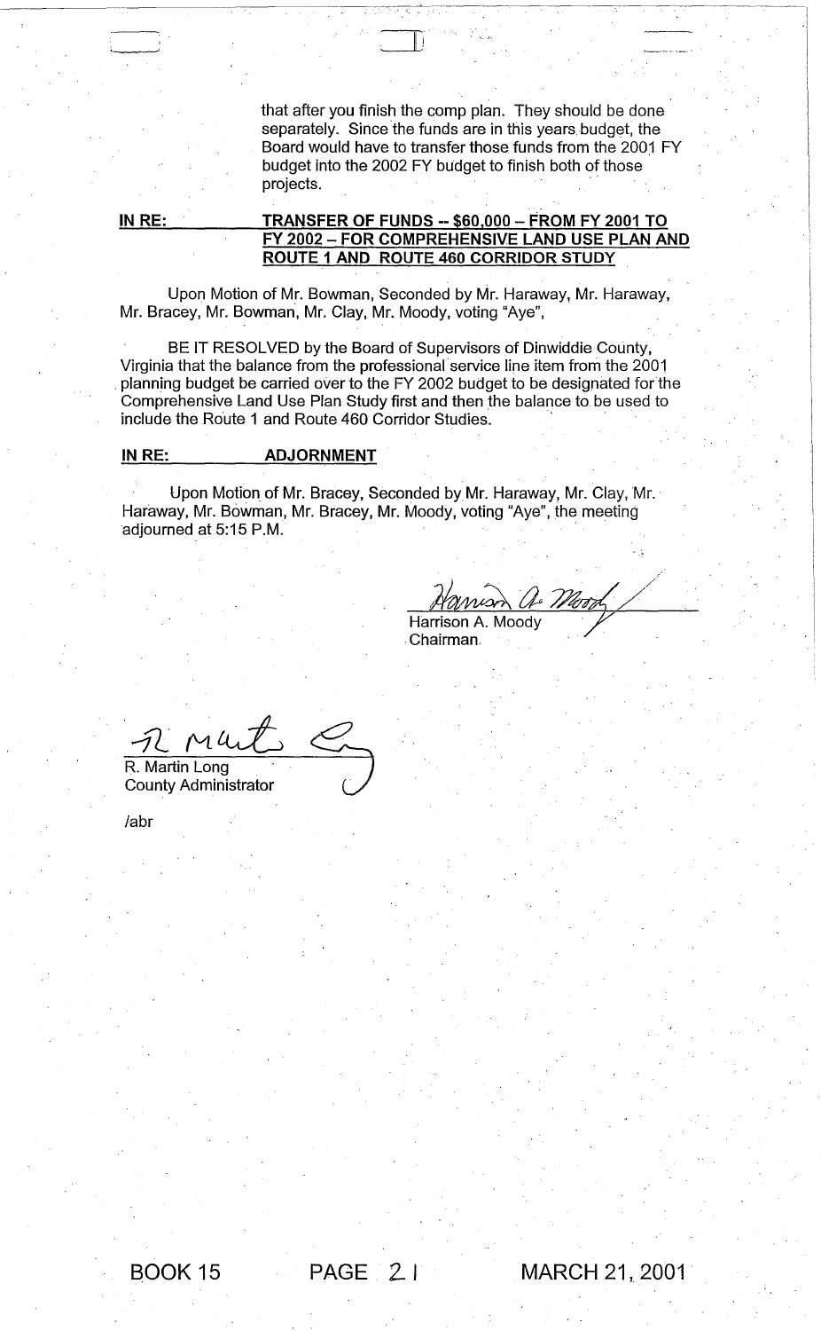that after you finish the comp plan. They should be done separately. Since the funds are in this years budget, the Board would have to transfer those funds from the 2001 FY budget into the 2002 FY budget to finish both of those projects.

**IN RE: TRANSFER OF FUNDS -- $60,000 – FROM FY 2001 TO FY 2002 – FOR COMPREHENSIVE LAND USE PLAN AND ROUTE 1 AND ROUTE 460 CORRIDOR STUDY**

Upon Motion of Mr. Bowman, Seconded by Mr. Haraway, Mr. Haraway, Mr. Bracey, Mr. Bowman, Mr. Clay, Mr. Moody, voting "Aye",

BE IT RESOLVED by the Board of Supervisors of Dinwiddie County, Virginia that the balance from the professional service line item from the 2001 planning budget be carried over to the FY 2002 budget to be designated for the Comprehensive Land Use Plan Study first and then the balance to be used to include the Route 1 and Route 460 Corridor Studies.

**IN RE: ADJOURNMENT**

Upon Motion of Mr. Bracey, Seconded by Mr. Haraway, Mr. Clay, Mr. Haraway, Mr. Bowman, Mr. Bracey, Mr. Moody, voting "Aye", the meeting adjourned at 5:15 P.M.

Harrison A. Moody
Chairman

R. Martin Long
County Administrator

/abr

BOOK 15 PAGE 21 MARCH 21, 2001